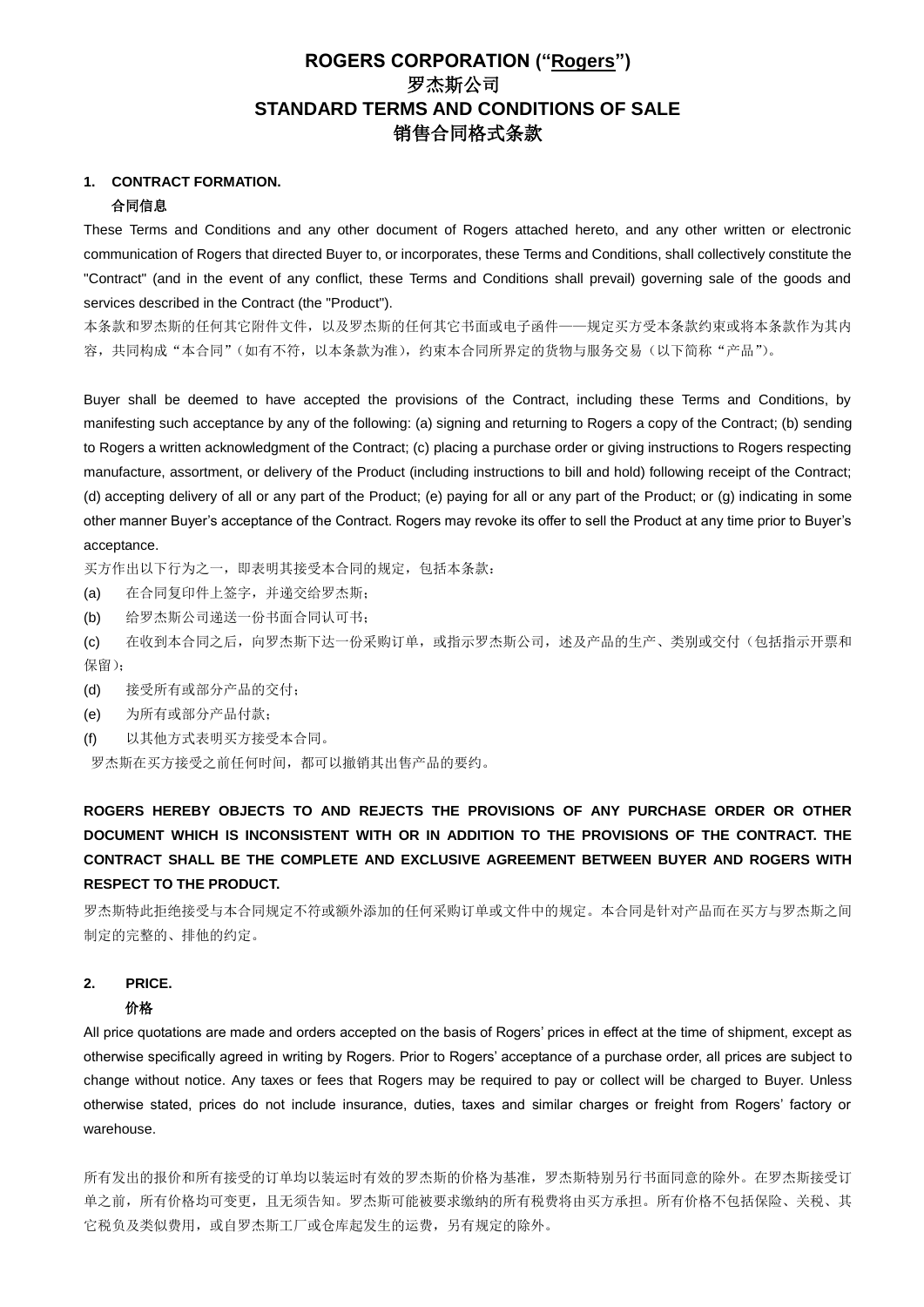# ROGERS CORPORATION ("<u>Rogers</u>")
# 罗杰斯公司
# STANDARD TERMS AND CONDITIONS OF SALE
# 销售合同格式条款

**1. CONTRACT FORMATION.**

**合同信息**

These Terms and Conditions and any other document of Rogers attached hereto, and any other written or electronic communication of Rogers that directed Buyer to, or incorporates, these Terms and Conditions, shall collectively constitute the "Contract" (and in the event of any conflict, these Terms and Conditions shall prevail) governing sale of the goods and services described in the Contract (the "Product").

本条款和罗杰斯的任何其它附件文件，以及罗杰斯的任何其它书面或电子函件——规定买方受本条款约束或将本条款作为其内容，共同构成"本合同"（如有不符，以本条款为准），约束本合同所界定的货物与服务交易（以下简称"产品"）。

Buyer shall be deemed to have accepted the provisions of the Contract, including these Terms and Conditions, by manifesting such acceptance by any of the following: (a) signing and returning to Rogers a copy of the Contract; (b) sending to Rogers a written acknowledgment of the Contract; (c) placing a purchase order or giving instructions to Rogers respecting manufacture, assortment, or delivery of the Product (including instructions to bill and hold) following receipt of the Contract; (d) accepting delivery of all or any part of the Product; (e) paying for all or any part of the Product; or (g) indicating in some other manner Buyer's acceptance of the Contract. Rogers may revoke its offer to sell the Product at any time prior to Buyer's acceptance.

买方作出以下行为之一，即表明其接受本合同的规定，包括本条款：

(a) 在合同复印件上签字，并递交给罗杰斯；

(b) 给罗杰斯公司递送一份书面合同认可书；

(c) 在收到本合同之后，向罗杰斯下达一份采购订单，或指示罗杰斯公司，述及产品的生产、类别或交付（包括指示开票和保留）；

(d) 接受所有或部分产品的交付；

(e) 为所有或部分产品付款；

(f) 以其他方式表明买方接受本合同。

罗杰斯在买方接受之前任何时间，都可以撤销其出售产品的要约。

**ROGERS HEREBY OBJECTS TO AND REJECTS THE PROVISIONS OF ANY PURCHASE ORDER OR OTHER DOCUMENT WHICH IS INCONSISTENT WITH OR IN ADDITION TO THE PROVISIONS OF THE CONTRACT. THE CONTRACT SHALL BE THE COMPLETE AND EXCLUSIVE AGREEMENT BETWEEN BUYER AND ROGERS WITH RESPECT TO THE PRODUCT.**

罗杰斯特此拒绝接受与本合同规定不符或额外添加的任何采购订单或文件中的规定。本合同是针对产品而在买方与罗杰斯之间制定的完整的、排他的约定。

**2. PRICE.**

**价格**

All price quotations are made and orders accepted on the basis of Rogers' prices in effect at the time of shipment, except as otherwise specifically agreed in writing by Rogers. Prior to Rogers' acceptance of a purchase order, all prices are subject to change without notice. Any taxes or fees that Rogers may be required to pay or collect will be charged to Buyer. Unless otherwise stated, prices do not include insurance, duties, taxes and similar charges or freight from Rogers' factory or warehouse.

所有发出的报价和所有接受的订单均以装运时有效的罗杰斯的价格为基准，罗杰斯特别另行书面同意的除外。在罗杰斯接受订单之前，所有价格均可变更，且无须告知。罗杰斯可能被要求缴纳的所有税费将由买方承担。所有价格不包括保险、关税、其它税负及类似费用，或自罗杰斯工厂或仓库起发生的运费，另有规定的除外。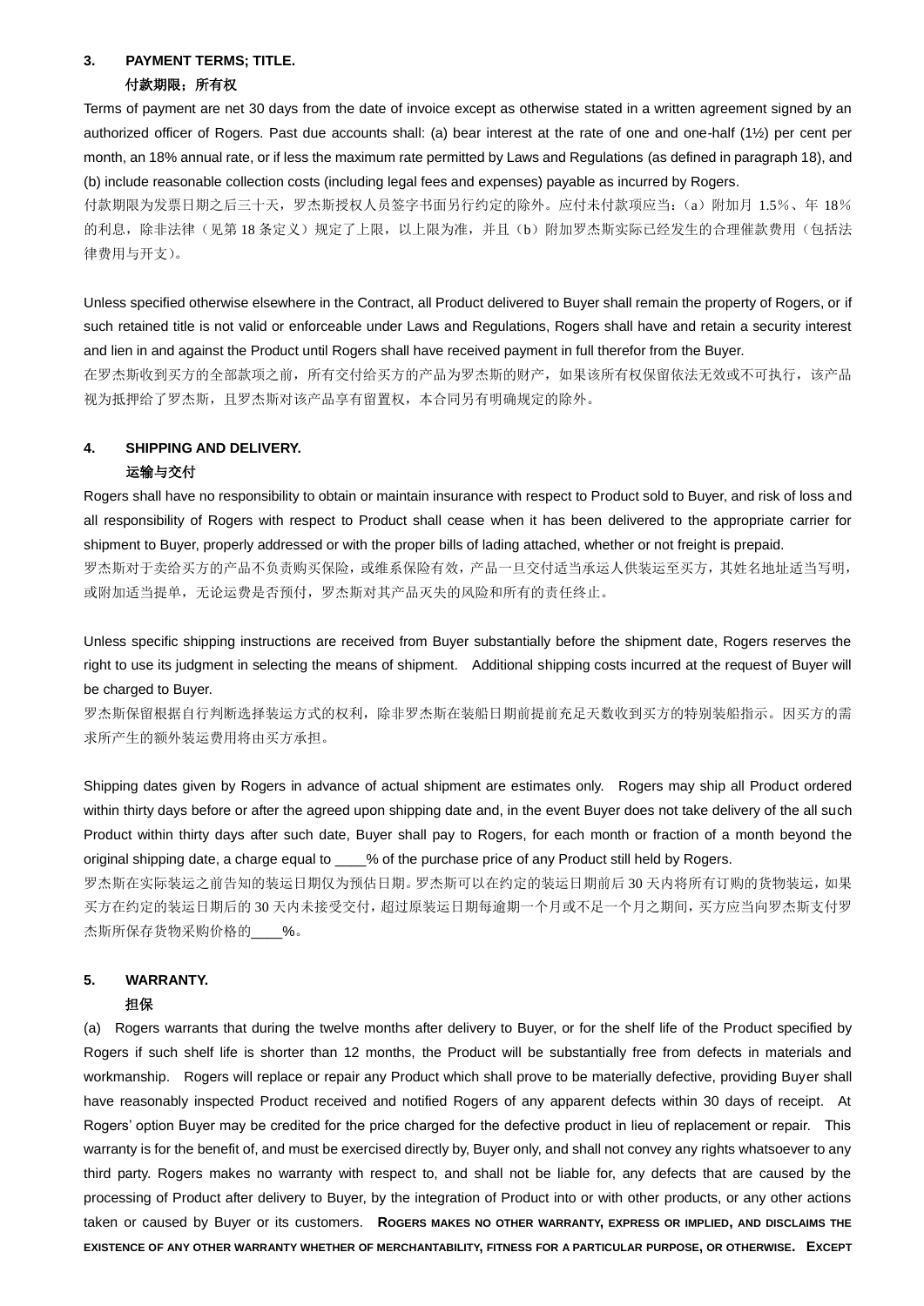### 3. PAYMENT TERMS; TITLE.

### 付款期限；所有权

Terms of payment are net 30 days from the date of invoice except as otherwise stated in a written agreement signed by an authorized officer of Rogers. Past due accounts shall: (a) bear interest at the rate of one and one-half (1½) per cent per month, an 18% annual rate, or if less the maximum rate permitted by Laws and Regulations (as defined in paragraph 18), and (b) include reasonable collection costs (including legal fees and expenses) payable as incurred by Rogers.

付款期限为发票日期之后三十天，罗杰斯授权人员签字书面另行约定的除外。应付未付款项应当：（a）附加月 1.5％、年 18％的利息，除非法律（见第 18 条定义）规定了上限，以上限为准，并且（b）附加罗杰斯实际已经发生的合理催款费用（包括法律费用与开支）。

Unless specified otherwise elsewhere in the Contract, all Product delivered to Buyer shall remain the property of Rogers, or if such retained title is not valid or enforceable under Laws and Regulations, Rogers shall have and retain a security interest and lien in and against the Product until Rogers shall have received payment in full therefor from the Buyer.

在罗杰斯收到买方的全部款项之前，所有交付给买方的产品为罗杰斯的财产，如果该所有权保留依法无效或不可执行，该产品视为抵押给了罗杰斯，且罗杰斯对该产品享有留置权，本合同另有明确规定的除外。

### 4. SHIPPING AND DELIVERY.

### 运输与交付

Rogers shall have no responsibility to obtain or maintain insurance with respect to Product sold to Buyer, and risk of loss and all responsibility of Rogers with respect to Product shall cease when it has been delivered to the appropriate carrier for shipment to Buyer, properly addressed or with the proper bills of lading attached, whether or not freight is prepaid.

罗杰斯对于卖给买方的产品不负责购买保险，或维系保险有效，产品一旦交付适当承运人供装运至买方，其姓名地址适当写明，或附加适当提单，无论运费是否预付，罗杰斯对其产品灭失的风险和所有的责任终止。

Unless specific shipping instructions are received from Buyer substantially before the shipment date, Rogers reserves the right to use its judgment in selecting the means of shipment. Additional shipping costs incurred at the request of Buyer will be charged to Buyer.

罗杰斯保留根据自行判断选择装运方式的权利，除非罗杰斯在装船日期前提前充足天数收到买方的特别装船指示。因买方的需求所产生的额外装运费用将由买方承担。

Shipping dates given by Rogers in advance of actual shipment are estimates only. Rogers may ship all Product ordered within thirty days before or after the agreed upon shipping date and, in the event Buyer does not take delivery of the all such Product within thirty days after such date, Buyer shall pay to Rogers, for each month or fraction of a month beyond the original shipping date, a charge equal to ____% of the purchase price of any Product still held by Rogers.

罗杰斯在实际装运之前告知的装运日期仅为预估日期。罗杰斯可以在约定的装运日期前后 30 天内将所有订购的货物装运，如果买方在约定的装运日期后的 30 天内未接受交付，超过原装运日期每逾期一个月或不足一个月之期间，买方应当向罗杰斯支付罗杰斯所保存货物采购价格的____%。

### 5. WARRANTY.

### 担保

(a) Rogers warrants that during the twelve months after delivery to Buyer, or for the shelf life of the Product specified by Rogers if such shelf life is shorter than 12 months, the Product will be substantially free from defects in materials and workmanship. Rogers will replace or repair any Product which shall prove to be materially defective, providing Buyer shall have reasonably inspected Product received and notified Rogers of any apparent defects within 30 days of receipt. At Rogers' option Buyer may be credited for the price charged for the defective product in lieu of replacement or repair. This warranty is for the benefit of, and must be exercised directly by, Buyer only, and shall not convey any rights whatsoever to any third party. Rogers makes no warranty with respect to, and shall not be liable for, any defects that are caused by the processing of Product after delivery to Buyer, by the integration of Product into or with other products, or any other actions taken or caused by Buyer or its customers. **ROGERS MAKES NO OTHER WARRANTY, EXPRESS OR IMPLIED, AND DISCLAIMS THE EXISTENCE OF ANY OTHER WARRANTY WHETHER OF MERCHANTABILITY, FITNESS FOR A PARTICULAR PURPOSE, OR OTHERWISE. EXCEPT**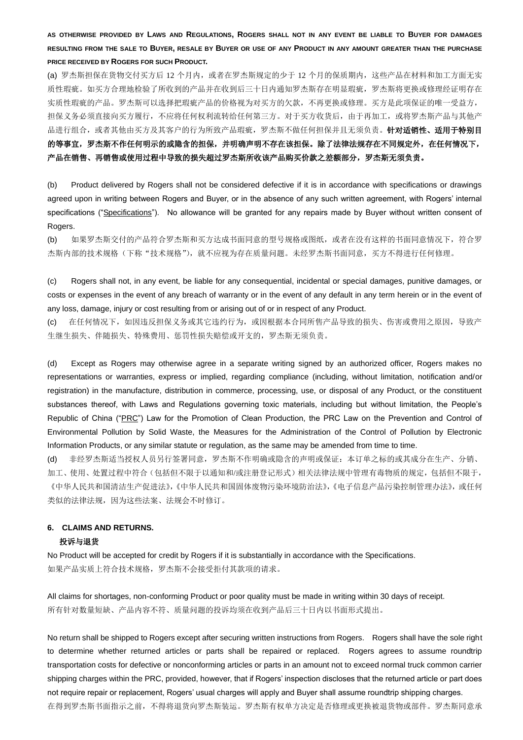**AS OTHERWISE PROVIDED BY LAWS AND REGULATIONS, ROGERS SHALL NOT IN ANY EVENT BE LIABLE TO BUYER FOR DAMAGES RESULTING FROM THE SALE TO BUYER, RESALE BY BUYER OR USE OF ANY PRODUCT IN ANY AMOUNT GREATER THAN THE PURCHASE PRICE RECEIVED BY ROGERS FOR SUCH PRODUCT.**

(a) 罗杰斯担保在货物交付买方后 12 个月内，或者在罗杰斯规定的少于 12 个月的保质期内，这些产品在材料和加工方面无实质性瑕疵。如买方合理地检验了所收到的产品并在收到后三十日内通知罗杰斯存在明显瑕疵，罗杰斯将更换或修理经证明存在实质性瑕疵的产品。罗杰斯可以选择把瑕疵产品的价格视为对买方的欠款，不再更换或修理。买方是此项保证的唯一受益方，担保义务必须直接向买方履行，不应将任何权利流转给任何第三方。对于买方收货后，由于再加工，或将罗杰斯产品与其他产品进行组合，或者其他由买方及其客户的行为所致产品瑕疵，罗杰斯不做任何担保并且无须负责。**针对适销性、适用于特别目的等事宜，罗杰斯不作任何明示的或隐含的担保，并明确声明不存在该担保。除了法律法规存在不同规定外，在任何情况下，产品在销售、再销售或使用过程中导致的损失超过罗杰斯所收该产品购买价款之差额部分，罗杰斯无须负责。**

(b) Product delivered by Rogers shall not be considered defective if it is in accordance with specifications or drawings agreed upon in writing between Rogers and Buyer, or in the absence of any such written agreement, with Rogers' internal specifications ("Specifications"). No allowance will be granted for any repairs made by Buyer without written consent of Rogers.

(b) 如果罗杰斯交付的产品符合罗杰斯和买方达成书面同意的型号规格或图纸，或者在没有这样的书面同意情况下，符合罗杰斯内部的技术规格（下称"技术规格"），就不应视为存在质量问题。未经罗杰斯书面同意，买方不得进行任何修理。

(c) Rogers shall not, in any event, be liable for any consequential, incidental or special damages, punitive damages, or costs or expenses in the event of any breach of warranty or in the event of any default in any term herein or in the event of any loss, damage, injury or cost resulting from or arising out of or in respect of any Product.

(c) 在任何情况下，如因违反担保义务或其它违约行为，或因根据本合同所售产品导致的损失、伤害或费用之原因，导致产生继生损失、伴随损失、特殊费用、惩罚性损失赔偿或开支的，罗杰斯无须负责。

(d) Except as Rogers may otherwise agree in a separate writing signed by an authorized officer, Rogers makes no representations or warranties, express or implied, regarding compliance (including, without limitation, notification and/or registration) in the manufacture, distribution in commerce, processing, use, or disposal of any Product, or the constituent substances thereof, with Laws and Regulations governing toxic materials, including but without limitation, the People's Republic of China ("PRC") Law for the Promotion of Clean Production, the PRC Law on the Prevention and Control of Environmental Pollution by Solid Waste, the Measures for the Administration of the Control of Pollution by Electronic Information Products, or any similar statute or regulation, as the same may be amended from time to time.

(d) 非经罗杰斯适当授权人员另行签署同意，罗杰斯不作明确或隐含的声明或保证：本订单之标的或其成分在生产、分销、加工、使用、处置过程中符合（包括但不限于以通知和/或注册登记形式）相关法律法规中管理有毒物质的规定，包括但不限于，《中华人民共和国清洁生产促进法》，《中华人民共和国固体废物污染环境防治法》，《电子信息产品污染控制管理办法》，或任何类似的法律法规，因为这些法案、法规会不时修订。

## 6. CLAIMS AND RETURNS.

**投诉与退货**

No Product will be accepted for credit by Rogers if it is substantially in accordance with the Specifications.

如果产品实质上符合技术规格，罗杰斯不会接受拒付其款项的请求。

All claims for shortages, non-conforming Product or poor quality must be made in writing within 30 days of receipt.

所有针对数量短缺、产品内容不符、质量问题的投诉均须在收到产品后三十日内以书面形式提出。

No return shall be shipped to Rogers except after securing written instructions from Rogers. Rogers shall have the sole right to determine whether returned articles or parts shall be repaired or replaced. Rogers agrees to assume roundtrip transportation costs for defective or nonconforming articles or parts in an amount not to exceed normal truck common carrier shipping charges within the PRC, provided, however, that if Rogers' inspection discloses that the returned article or part does not require repair or replacement, Rogers' usual charges will apply and Buyer shall assume roundtrip shipping charges.

在得到罗杰斯书面指示之前，不得将退货向罗杰斯装运。罗杰斯有权单方决定是否修理或更换被退货物或部件。罗杰斯同意承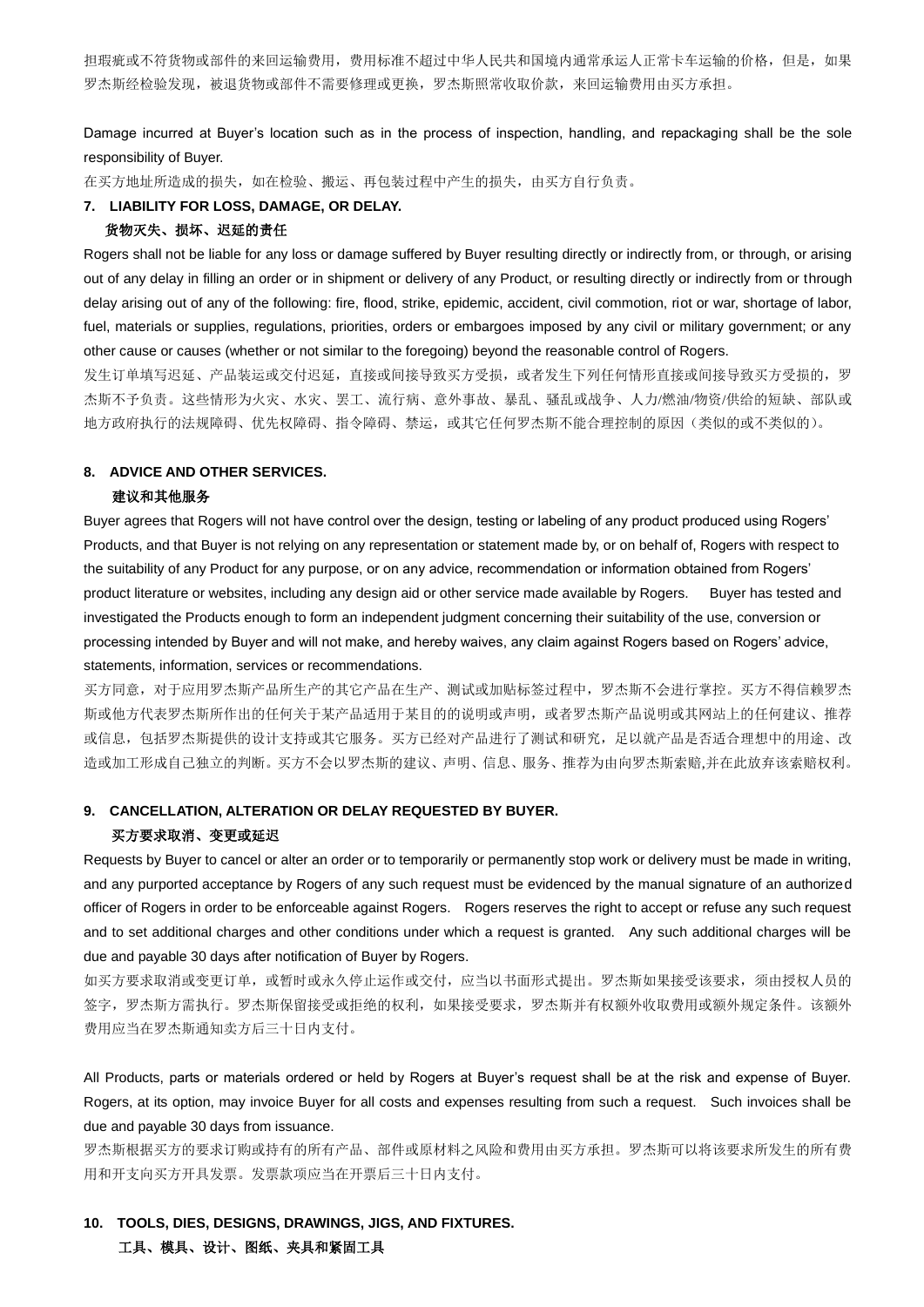担瑕疵或不符货物或部件的来回运输费用，费用标准不超过中华人民共和国境内通常承运人正常卡车运输的价格，但是，如果罗杰斯经检验发现，被退货物或部件不需要修理或更换，罗杰斯照常收取价款，来回运输费用由买方承担。

Damage incurred at Buyer's location such as in the process of inspection, handling, and repackaging shall be the sole responsibility of Buyer.

在买方地址所造成的损失，如在检验、搬运、再包装过程中产生的损失，由买方自行负责。

**7. LIABILITY FOR LOSS, DAMAGE, OR DELAY.**

**货物灭失、损坏、迟延的责任**

Rogers shall not be liable for any loss or damage suffered by Buyer resulting directly or indirectly from, or through, or arising out of any delay in filling an order or in shipment or delivery of any Product, or resulting directly or indirectly from or through delay arising out of any of the following: fire, flood, strike, epidemic, accident, civil commotion, riot or war, shortage of labor, fuel, materials or supplies, regulations, priorities, orders or embargoes imposed by any civil or military government; or any other cause or causes (whether or not similar to the foregoing) beyond the reasonable control of Rogers.

发生订单填写迟延、产品装运或交付迟延，直接或间接导致买方受损，或者发生下列任何情形直接或间接导致买方受损的，罗杰斯不予负责。这些情形为火灾、水灾、罢工、流行病、意外事故、暴乱、骚乱或战争、人力/燃油/物资/供给的短缺、部队或地方政府执行的法规障碍、优先权障碍、指令障碍、禁运，或其它任何罗杰斯不能合理控制的原因（类似的或不类似的）。

**8. ADVICE AND OTHER SERVICES.**

**建议和其他服务**

Buyer agrees that Rogers will not have control over the design, testing or labeling of any product produced using Rogers' Products, and that Buyer is not relying on any representation or statement made by, or on behalf of, Rogers with respect to the suitability of any Product for any purpose, or on any advice, recommendation or information obtained from Rogers' product literature or websites, including any design aid or other service made available by Rogers. Buyer has tested and investigated the Products enough to form an independent judgment concerning their suitability of the use, conversion or processing intended by Buyer and will not make, and hereby waives, any claim against Rogers based on Rogers' advice, statements, information, services or recommendations.

买方同意，对于应用罗杰斯产品所生产的其它产品在生产、测试或加贴标签过程中，罗杰斯不会进行掌控。买方不得信赖罗杰斯或他方代表罗杰斯所作出的任何关于某产品适用于某目的的说明或声明，或者罗杰斯产品说明或其网站上的任何建议、推荐或信息，包括罗杰斯提供的设计支持或其它服务。买方已经对产品进行了测试和研究，足以就产品是否适合理想中的用途、改造或加工形成自己独立的判断。买方不会以罗杰斯的建议、声明、信息、服务、推荐为由向罗杰斯索赔,并在此放弃该索赔权利。

**9. CANCELLATION, ALTERATION OR DELAY REQUESTED BY BUYER.**

**买方要求取消、变更或延迟**

Requests by Buyer to cancel or alter an order or to temporarily or permanently stop work or delivery must be made in writing, and any purported acceptance by Rogers of any such request must be evidenced by the manual signature of an authorized officer of Rogers in order to be enforceable against Rogers. Rogers reserves the right to accept or refuse any such request and to set additional charges and other conditions under which a request is granted. Any such additional charges will be due and payable 30 days after notification of Buyer by Rogers.

如买方要求取消或变更订单，或暂时或永久停止运作或交付，应当以书面形式提出。罗杰斯如果接受该要求，须由授权人员的签字，罗杰斯方需执行。罗杰斯保留接受或拒绝的权利，如果接受要求，罗杰斯并有权额外收取费用或额外规定条件。该额外费用应当在罗杰斯通知卖方后三十日内支付。

All Products, parts or materials ordered or held by Rogers at Buyer's request shall be at the risk and expense of Buyer. Rogers, at its option, may invoice Buyer for all costs and expenses resulting from such a request. Such invoices shall be due and payable 30 days from issuance.

罗杰斯根据买方的要求订购或持有的所有产品、部件或原材料之风险和费用由买方承担。罗杰斯可以将该要求所发生的所有费用和开支向买方开具发票。发票款项应当在开票后三十日内支付。

**10. TOOLS, DIES, DESIGNS, DRAWINGS, JIGS, AND FIXTURES.**

**工具、模具、设计、图纸、夹具和紧固工具**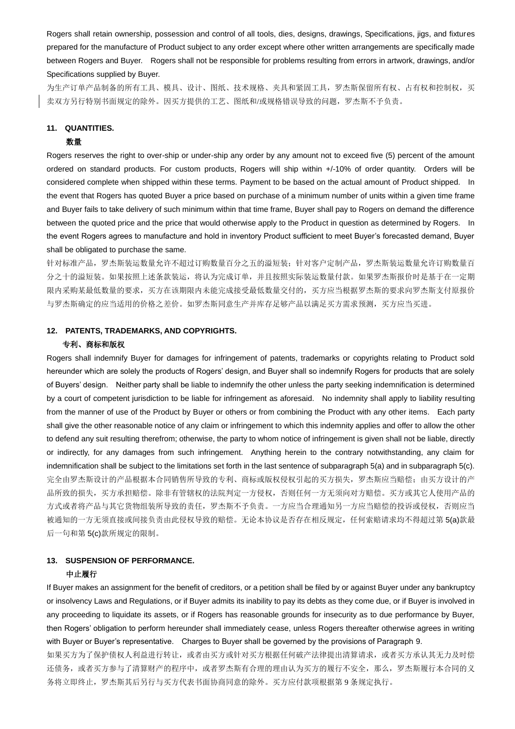Rogers shall retain ownership, possession and control of all tools, dies, designs, drawings, Specifications, jigs, and fixtures prepared for the manufacture of Product subject to any order except where other written arrangements are specifically made between Rogers and Buyer. Rogers shall not be responsible for problems resulting from errors in artwork, drawings, and/or Specifications supplied by Buyer.

为生产订单产品制备的所有工具、模具、设计、图纸、技术规格、夹具和紧固工具，罗杰斯保留所有权、占有权和控制权，买卖双方另行特别书面规定的除外。因买方提供的工艺、图纸和/或规格错误导致的问题，罗杰斯不予负责。

#### 11. QUANTITIES.

**数量**

Rogers reserves the right to over-ship or under-ship any order by any amount not to exceed five (5) percent of the amount ordered on standard products. For custom products, Rogers will ship within +/-10% of order quantity. Orders will be considered complete when shipped within these terms. Payment to be based on the actual amount of Product shipped. In the event that Rogers has quoted Buyer a price based on purchase of a minimum number of units within a given time frame and Buyer fails to take delivery of such minimum within that time frame, Buyer shall pay to Rogers on demand the difference between the quoted price and the price that would otherwise apply to the Product in question as determined by Rogers. In the event Rogers agrees to manufacture and hold in inventory Product sufficient to meet Buyer's forecasted demand, Buyer shall be obligated to purchase the same.

针对标准产品，罗杰斯装运数量允许不超过订购数量百分之五的溢短装；针对客户定制产品，罗杰斯装运数量允许订购数量百分之十的溢短装。如果按照上述条款装运，将认为完成订单，并且按照实际装运数量付款。如果罗杰斯报价时是基于在一定期限内采购某最低数量的要求，买方在该期限内未能完成接受最低数量交付的，买方应当根据罗杰斯的要求向罗杰斯支付原报价与罗杰斯确定的应当适用的价格之差价。如罗杰斯同意生产并库存足够产品以满足买方需求预测，买方应当买进。

#### 12. PATENTS, TRADEMARKS, AND COPYRIGHTS.

**专利、商标和版权**

Rogers shall indemnify Buyer for damages for infringement of patents, trademarks or copyrights relating to Product sold hereunder which are solely the products of Rogers' design, and Buyer shall so indemnify Rogers for products that are solely of Buyers' design. Neither party shall be liable to indemnify the other unless the party seeking indemnification is determined by a court of competent jurisdiction to be liable for infringement as aforesaid. No indemnity shall apply to liability resulting from the manner of use of the Product by Buyer or others or from combining the Product with any other items. Each party shall give the other reasonable notice of any claim or infringement to which this indemnity applies and offer to allow the other to defend any suit resulting therefrom; otherwise, the party to whom notice of infringement is given shall not be liable, directly or indirectly, for any damages from such infringement. Anything herein to the contrary notwithstanding, any claim for indemnification shall be subject to the limitations set forth in the last sentence of subparagraph 5(a) and in subparagraph 5(c).

完全由罗杰斯设计的产品根据本合同销售所导致的专利、商标或版权侵权引起的买方损失，罗杰斯应当赔偿；由买方设计的产品所致的损失，买方承担赔偿。除非有管辖权的法院判定一方侵权，否则任何一方无须向对方赔偿。买方或其它人使用产品的方式或者将产品与其它货物组装所导致的责任，罗杰斯不予负责。一方应当合理通知另一方应当赔偿的投诉或侵权，否则应当被通知的一方无须直接或间接负责由此侵权导致的赔偿。无论本协议是否存在相反规定，任何索赔请求均不得超过第 5(a)款最后一句和第 5(c)款所规定的限制。

#### 13. SUSPENSION OF PERFORMANCE.

**中止履行**

If Buyer makes an assignment for the benefit of creditors, or a petition shall be filed by or against Buyer under any bankruptcy or insolvency Laws and Regulations, or if Buyer admits its inability to pay its debts as they come due, or if Buyer is involved in any proceeding to liquidate its assets, or if Rogers has reasonable grounds for insecurity as to due performance by Buyer, then Rogers' obligation to perform hereunder shall immediately cease, unless Rogers thereafter otherwise agrees in writing with Buyer or Buyer's representative. Charges to Buyer shall be governed by the provisions of Paragraph 9.

如果买方为了保护债权人利益进行转让，或者由买方或针对买方根据任何破产法律提出清算请求，或者买方承认其无力及时偿还债务，或者买方参与了清算财产的程序中，或者罗杰斯有合理的理由认为买方的履行不安全，那么，罗杰斯履行本合同的义务将立即终止，罗杰斯其后另行与买方代表书面协商同意的除外。买方应付款项根据第 9 条规定执行。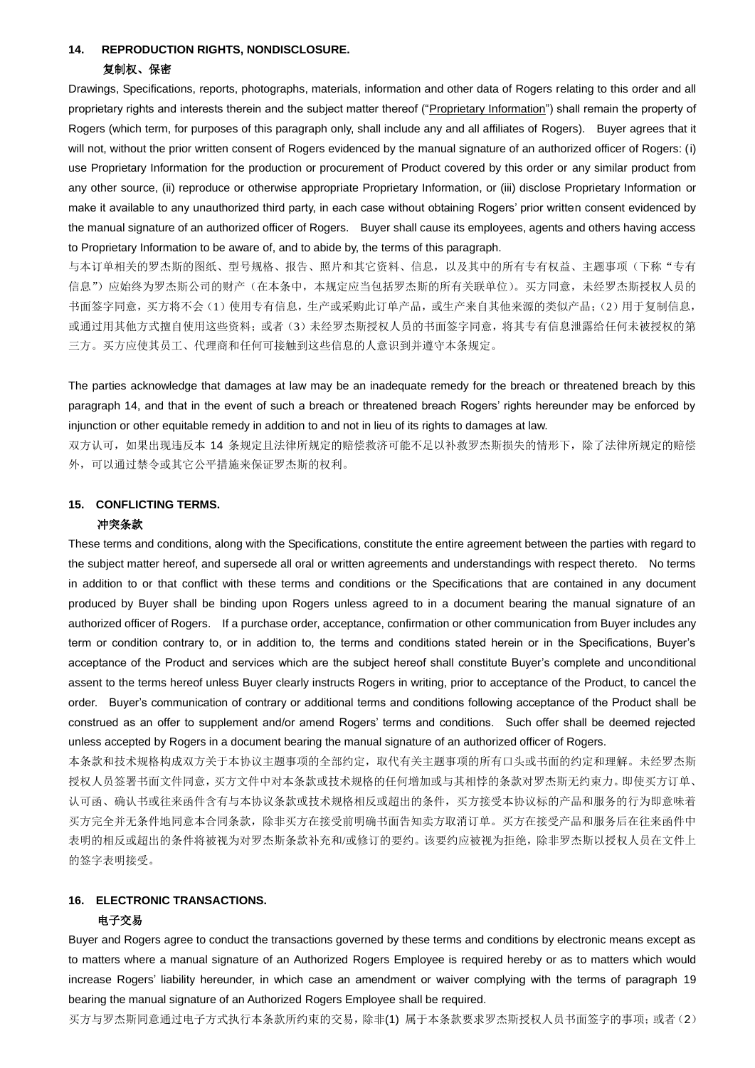## 14. REPRODUCTION RIGHTS, NONDISCLOSURE.

**复制权、保密**

Drawings, Specifications, reports, photographs, materials, information and other data of Rogers relating to this order and all proprietary rights and interests therein and the subject matter thereof ("Proprietary Information") shall remain the property of Rogers (which term, for purposes of this paragraph only, shall include any and all affiliates of Rogers). Buyer agrees that it will not, without the prior written consent of Rogers evidenced by the manual signature of an authorized officer of Rogers: (i) use Proprietary Information for the production or procurement of Product covered by this order or any similar product from any other source, (ii) reproduce or otherwise appropriate Proprietary Information, or (iii) disclose Proprietary Information or make it available to any unauthorized third party, in each case without obtaining Rogers' prior written consent evidenced by the manual signature of an authorized officer of Rogers. Buyer shall cause its employees, agents and others having access to Proprietary Information to be aware of, and to abide by, the terms of this paragraph.

与本订单相关的罗杰斯的图纸、型号规格、报告、照片和其它资料、信息，以及其中的所有专有权益、主题事项（下称"专有信息"）应始终为罗杰斯公司的财产（在本条中，本规定应当包括罗杰斯的所有关联单位）。买方同意，未经罗杰斯授权人员的书面签字同意，买方将不会（1）使用专有信息，生产或采购此订单产品，或生产来自其他来源的类似产品；（2）用于复制信息，或通过其他方式擅自使用这些资料；或者（3）未经罗杰斯授权人员的书面签字同意，将其专有信息泄露给任何未被授权的第三方。买方应使其员工、代理商和任何可接触到这些信息的人意识到并遵守本条规定。

The parties acknowledge that damages at law may be an inadequate remedy for the breach or threatened breach by this paragraph 14, and that in the event of such a breach or threatened breach Rogers' rights hereunder may be enforced by injunction or other equitable remedy in addition to and not in lieu of its rights to damages at law.

双方认可，如果出现违反本 14 条规定且法律所规定的赔偿救济可能不足以补救罗杰斯损失的情形下，除了法律所规定的赔偿外，可以通过禁令或其它公平措施来保证罗杰斯的权利。

## 15. CONFLICTING TERMS.

**冲突条款**

These terms and conditions, along with the Specifications, constitute the entire agreement between the parties with regard to the subject matter hereof, and supersede all oral or written agreements and understandings with respect thereto. No terms in addition to or that conflict with these terms and conditions or the Specifications that are contained in any document produced by Buyer shall be binding upon Rogers unless agreed to in a document bearing the manual signature of an authorized officer of Rogers. If a purchase order, acceptance, confirmation or other communication from Buyer includes any term or condition contrary to, or in addition to, the terms and conditions stated herein or in the Specifications, Buyer's acceptance of the Product and services which are the subject hereof shall constitute Buyer's complete and unconditional assent to the terms hereof unless Buyer clearly instructs Rogers in writing, prior to acceptance of the Product, to cancel the order. Buyer's communication of contrary or additional terms and conditions following acceptance of the Product shall be construed as an offer to supplement and/or amend Rogers' terms and conditions. Such offer shall be deemed rejected unless accepted by Rogers in a document bearing the manual signature of an authorized officer of Rogers.

本条款和技术规格构成双方关于本协议主题事项的全部约定，取代有关主题事项的所有口头或书面的约定和理解。未经罗杰斯授权人员签署书面文件同意，买方文件中对本条款或技术规格的任何增加或与其相悖的条款对罗杰斯无约束力。即使买方订单、认可函、确认书或往来函件含有与本协议条款或技术规格相反或超出的条件，买方接受本协议标的产品和服务的行为即意味着买方完全并无条件地同意本合同条款，除非买方在接受前明确书面告知卖方取消订单。买方在接受产品和服务后在往来函件中表明的相反或超出的条件将被视为对罗杰斯条款补充和/或修订的要约。该要约应被视为拒绝，除非罗杰斯以授权人员在文件上的签字表明接受。

## 16. ELECTRONIC TRANSACTIONS.

**电子交易**

Buyer and Rogers agree to conduct the transactions governed by these terms and conditions by electronic means except as to matters where a manual signature of an Authorized Rogers Employee is required hereby or as to matters which would increase Rogers' liability hereunder, in which case an amendment or waiver complying with the terms of paragraph 19 bearing the manual signature of an Authorized Rogers Employee shall be required.

买方与罗杰斯同意通过电子方式执行本条款所约束的交易，除非(1) 属于本条款要求罗杰斯授权人员书面签字的事项；或者（2）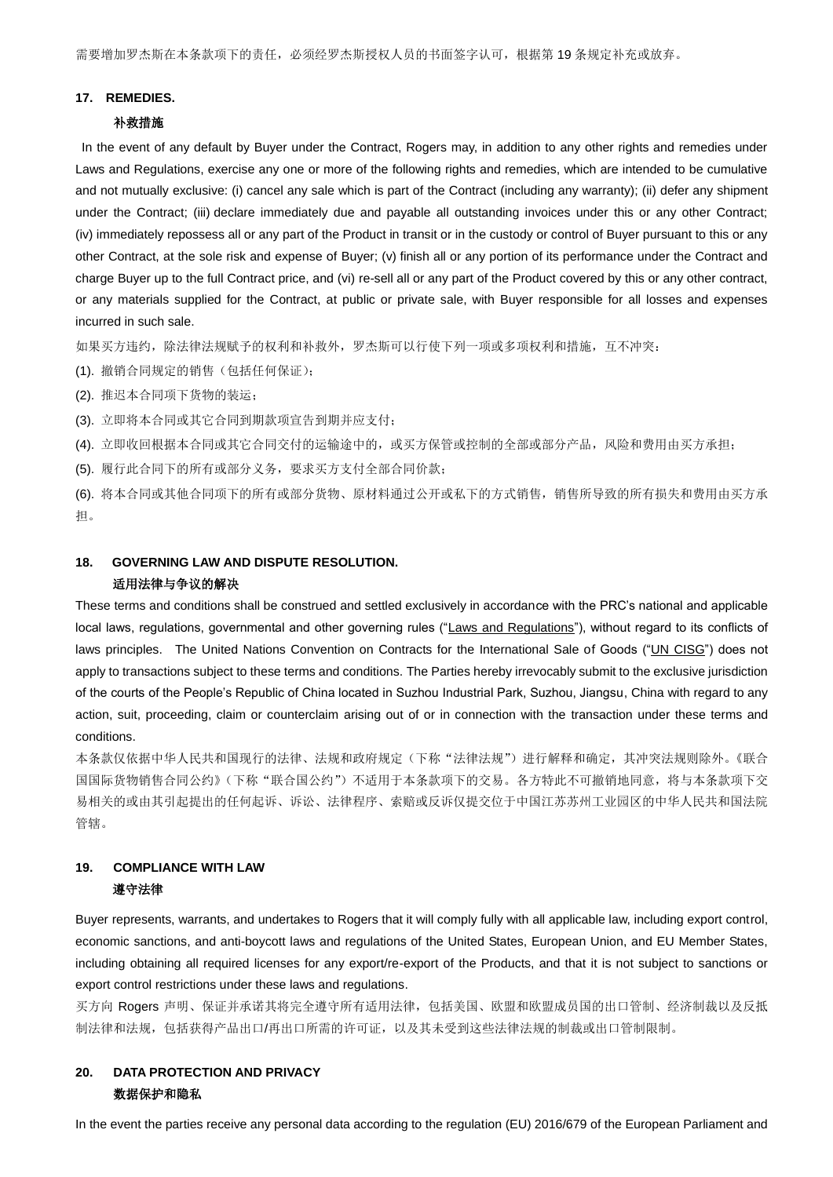需要增加罗杰斯在本条款项下的责任，必须经罗杰斯授权人员的书面签字认可，根据第 19 条规定补充或放弃。

## 17. REMEDIES.

**补救措施**

In the event of any default by Buyer under the Contract, Rogers may, in addition to any other rights and remedies under Laws and Regulations, exercise any one or more of the following rights and remedies, which are intended to be cumulative and not mutually exclusive: (i) cancel any sale which is part of the Contract (including any warranty); (ii) defer any shipment under the Contract; (iii) declare immediately due and payable all outstanding invoices under this or any other Contract; (iv) immediately repossess all or any part of the Product in transit or in the custody or control of Buyer pursuant to this or any other Contract, at the sole risk and expense of Buyer; (v) finish all or any portion of its performance under the Contract and charge Buyer up to the full Contract price, and (vi) re-sell all or any part of the Product covered by this or any other contract, or any materials supplied for the Contract, at public or private sale, with Buyer responsible for all losses and expenses incurred in such sale.

如果买方违约，除法律法规赋予的权利和补救外，罗杰斯可以行使下列一项或多项权利和措施，互不冲突：

(1). 撤销合同规定的销售（包括任何保证）；

(2). 推迟本合同项下货物的装运；

(3). 立即将本合同或其它合同到期款项宣告到期并应支付；

(4). 立即收回根据本合同或其它合同交付的运输途中的，或买方保管或控制的全部或部分产品，风险和费用由买方承担；

(5). 履行此合同下的所有或部分义务，要求买方支付全部合同价款；

(6). 将本合同或其他合同项下的所有或部分货物、原材料通过公开或私下的方式销售，销售所导致的所有损失和费用由买方承担。

## 18. GOVERNING LAW AND DISPUTE RESOLUTION.

**适用法律与争议的解决**

These terms and conditions shall be construed and settled exclusively in accordance with the PRC's national and applicable local laws, regulations, governmental and other governing rules ("Laws and Regulations"), without regard to its conflicts of laws principles. The United Nations Convention on Contracts for the International Sale of Goods ("UN CISG") does not apply to transactions subject to these terms and conditions. The Parties hereby irrevocably submit to the exclusive jurisdiction of the courts of the People's Republic of China located in Suzhou Industrial Park, Suzhou, Jiangsu, China with regard to any action, suit, proceeding, claim or counterclaim arising out of or in connection with the transaction under these terms and conditions.

本条款仅依据中华人民共和国现行的法律、法规和政府规定（下称"法律法规"）进行解释和确定，其冲突法规则除外。《联合国国际货物销售合同公约》（下称"联合国公约"）不适用于本条款项下的交易。各方特此不可撤销地同意，将与本条款项下交易相关的或由其引起提出的任何起诉、诉讼、法律程序、索赔或反诉仅提交位于中国江苏苏州工业园区的中华人民共和国法院管辖。

## 19. COMPLIANCE WITH LAW

**遵守法律**

Buyer represents, warrants, and undertakes to Rogers that it will comply fully with all applicable law, including export control, economic sanctions, and anti-boycott laws and regulations of the United States, European Union, and EU Member States, including obtaining all required licenses for any export/re-export of the Products, and that it is not subject to sanctions or export control restrictions under these laws and regulations.

买方向 Rogers 声明、保证并承诺其将完全遵守所有适用法律，包括美国、欧盟和欧盟成员国的出口管制、经济制裁以及反抵制法律和法规，包括获得产品出口/再出口所需的许可证，以及其未受到这些法律法规的制裁或出口管制限制。

## 20. DATA PROTECTION AND PRIVACY

**数据保护和隐私**

In the event the parties receive any personal data according to the regulation (EU) 2016/679 of the European Parliament and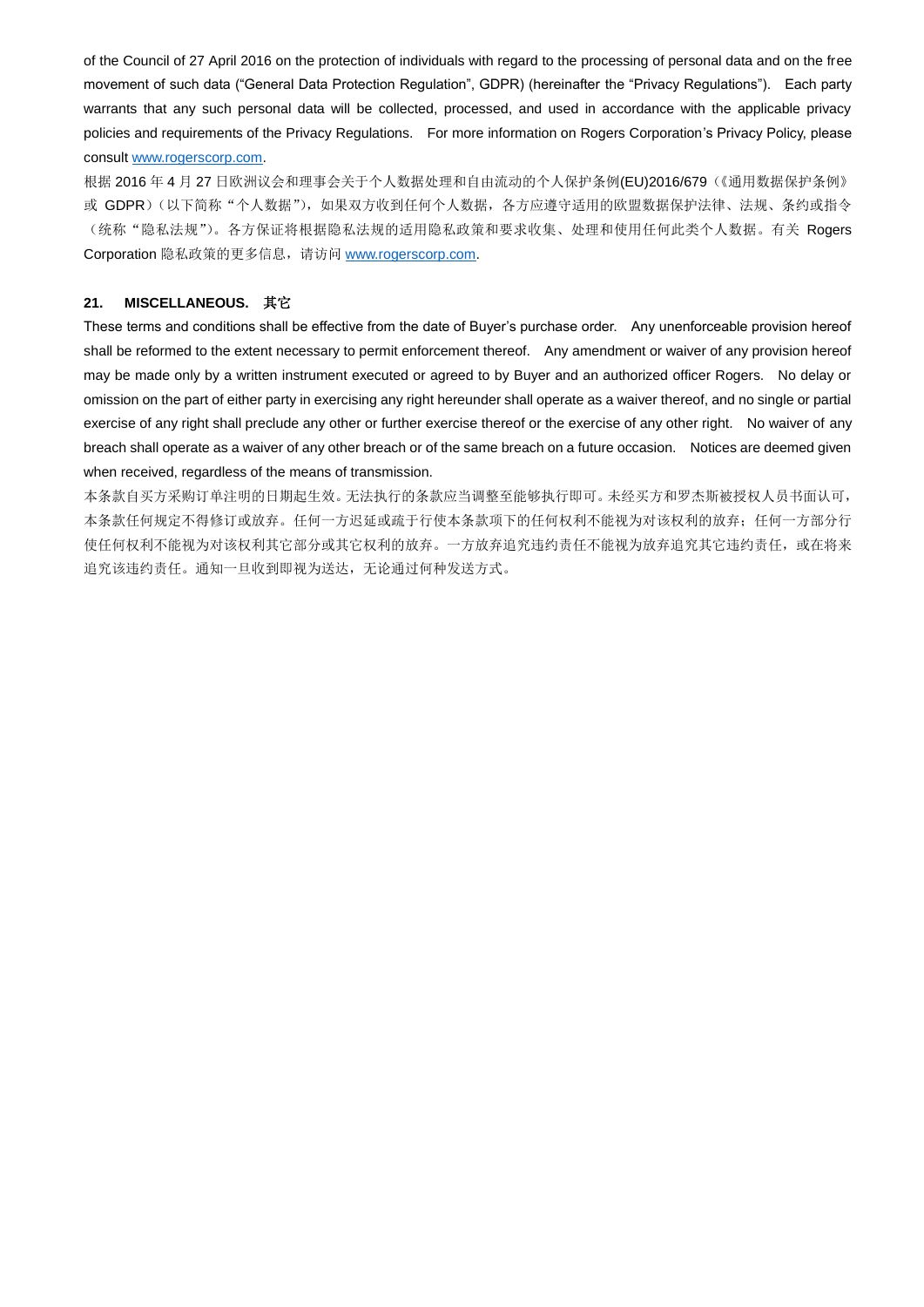of the Council of 27 April 2016 on the protection of individuals with regard to the processing of personal data and on the free movement of such data ("General Data Protection Regulation", GDPR) (hereinafter the "Privacy Regulations"). Each party warrants that any such personal data will be collected, processed, and used in accordance with the applicable privacy policies and requirements of the Privacy Regulations. For more information on Rogers Corporation's Privacy Policy, please consult www.rogerscorp.com.

根据 2016 年 4 月 27 日欧洲议会和理事会关于个人数据处理和自由流动的个人保护条例(EU)2016/679（《通用数据保护条例》或 GDPR）（以下简称"个人数据"），如果双方收到任何个人数据，各方应遵守适用的欧盟数据保护法律、法规、条约或指令（统称"隐私法规"）。各方保证将根据隐私法规的适用隐私政策和要求收集、处理和使用任何此类个人数据。有关 Rogers Corporation 隐私政策的更多信息，请访问 www.rogerscorp.com.

**21. MISCELLANEOUS. 其它**

These terms and conditions shall be effective from the date of Buyer's purchase order. Any unenforceable provision hereof shall be reformed to the extent necessary to permit enforcement thereof. Any amendment or waiver of any provision hereof may be made only by a written instrument executed or agreed to by Buyer and an authorized officer Rogers. No delay or omission on the part of either party in exercising any right hereunder shall operate as a waiver thereof, and no single or partial exercise of any right shall preclude any other or further exercise thereof or the exercise of any other right. No waiver of any breach shall operate as a waiver of any other breach or of the same breach on a future occasion. Notices are deemed given when received, regardless of the means of transmission.

本条款自买方采购订单注明的日期起生效。无法执行的条款应当调整至能够执行即可。未经买方和罗杰斯被授权人员书面认可，本条款任何规定不得修订或放弃。任何一方迟延或疏于行使本条款项下的任何权利不能视为对该权利的放弃；任何一方部分行使任何权利不能视为对该权利其它部分或其它权利的放弃。一方放弃追究违约责任不能视为放弃追究其它违约责任，或在将来追究该违约责任。通知一旦收到即视为送达，无论通过何种发送方式。